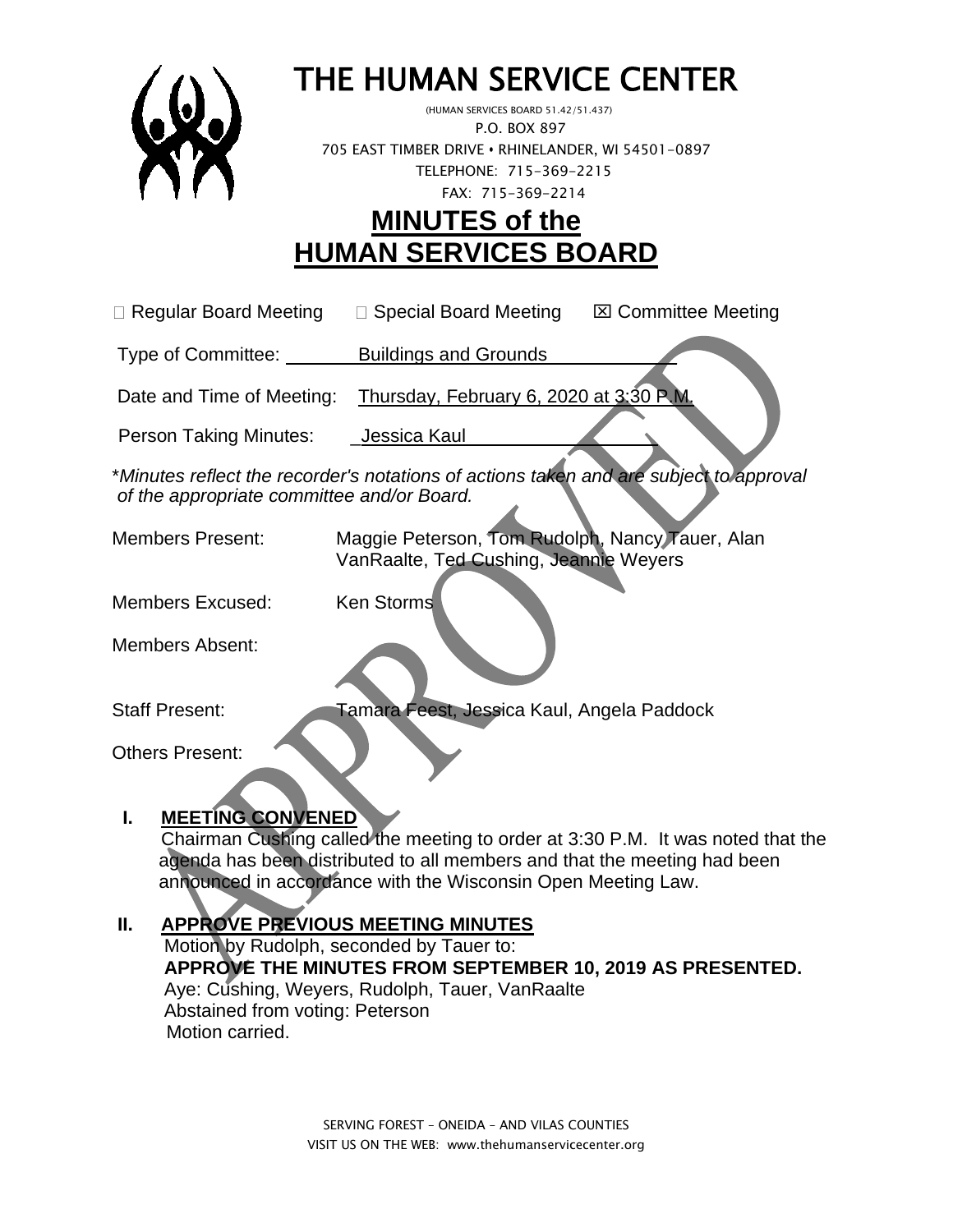# THE HUMAN SERVICE CENTER

(HUMAN SERVICES BOARD 51.42/51.437)
P.O. BOX 897
705 EAST TIMBER DRIVE • RHINELANDER, WI 54501-0897
TELEPHONE: 715-369-2215
FAX: 715-369-2214

# MINUTES of the HUMAN SERVICES BOARD

☐ Regular Board Meeting ☐ Special Board Meeting ☒ Committee Meeting

Type of Committee: Buildings and Grounds

Date and Time of Meeting: Thursday, February 6, 2020 at 3:30 P.M.

Person Taking Minutes: Jessica Kaul

\**Minutes reflect the recorder's notations of actions taken and are subject to approval of the appropriate committee and/or Board.*

Members Present: Maggie Peterson, Tom Rudolph, Nancy Tauer, Alan VanRaalte, Ted Cushing, Jeannie Weyers

Members Excused: Ken Storms

Members Absent:

Staff Present: Tamara Feest, Jessica Kaul, Angela Paddock

Others Present:

## I. MEETING CONVENED

Chairman Cushing called the meeting to order at 3:30 P.M. It was noted that the agenda has been distributed to all members and that the meeting had been announced in accordance with the Wisconsin Open Meeting Law.

## II. APPROVE PREVIOUS MEETING MINUTES

Motion by Rudolph, seconded by Tauer to:
**APPROVE THE MINUTES FROM SEPTEMBER 10, 2019 AS PRESENTED.**
Aye: Cushing, Weyers, Rudolph, Tauer, VanRaalte
Abstained from voting: Peterson
Motion carried.

SERVING FOREST – ONEIDA – AND VILAS COUNTIES
VISIT US ON THE WEB: www.thehumanservicecenter.org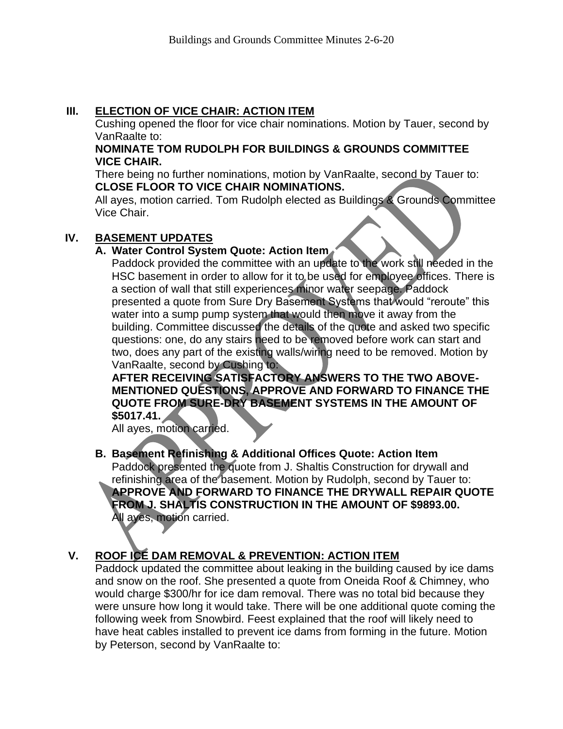## III. ELECTION OF VICE CHAIR: ACTION ITEM

Cushing opened the floor for vice chair nominations. Motion by Tauer, second by VanRaalte to:

**NOMINATE TOM RUDOLPH FOR BUILDINGS & GROUNDS COMMITTEE VICE CHAIR.**

There being no further nominations, motion by VanRaalte, second by Tauer to:

**CLOSE FLOOR TO VICE CHAIR NOMINATIONS.**

All ayes, motion carried. Tom Rudolph elected as Buildings & Grounds Committee Vice Chair.

## IV. BASEMENT UPDATES

### A. Water Control System Quote: Action Item

Paddock provided the committee with an update to the work still needed in the HSC basement in order to allow for it to be used for employee offices. There is a section of wall that still experiences minor water seepage. Paddock presented a quote from Sure Dry Basement Systems that would "reroute" this water into a sump pump system that would then move it away from the building. Committee discussed the details of the quote and asked two specific questions: one, do any stairs need to be removed before work can start and two, does any part of the existing walls/wiring need to be removed. Motion by VanRaalte, second by Cushing to:

**AFTER RECEIVING SATISFACTORY ANSWERS TO THE TWO ABOVE-MENTIONED QUESTIONS, APPROVE AND FORWARD TO FINANCE THE QUOTE FROM SURE-DRY BASEMENT SYSTEMS IN THE AMOUNT OF $5017.41.**

All ayes, motion carried.

### B. Basement Refinishing & Additional Offices Quote: Action Item

Paddock presented the quote from J. Shaltis Construction for drywall and refinishing area of the basement. Motion by Rudolph, second by Tauer to:

**APPROVE AND FORWARD TO FINANCE THE DRYWALL REPAIR QUOTE FROM J. SHALTIS CONSTRUCTION IN THE AMOUNT OF $9893.00.**

All ayes, motion carried.

## V. ROOF ICE DAM REMOVAL & PREVENTION: ACTION ITEM

Paddock updated the committee about leaking in the building caused by ice dams and snow on the roof. She presented a quote from Oneida Roof & Chimney, who would charge $300/hr for ice dam removal. There was no total bid because they were unsure how long it would take. There will be one additional quote coming the following week from Snowbird. Feest explained that the roof will likely need to have heat cables installed to prevent ice dams from forming in the future. Motion by Peterson, second by VanRaalte to: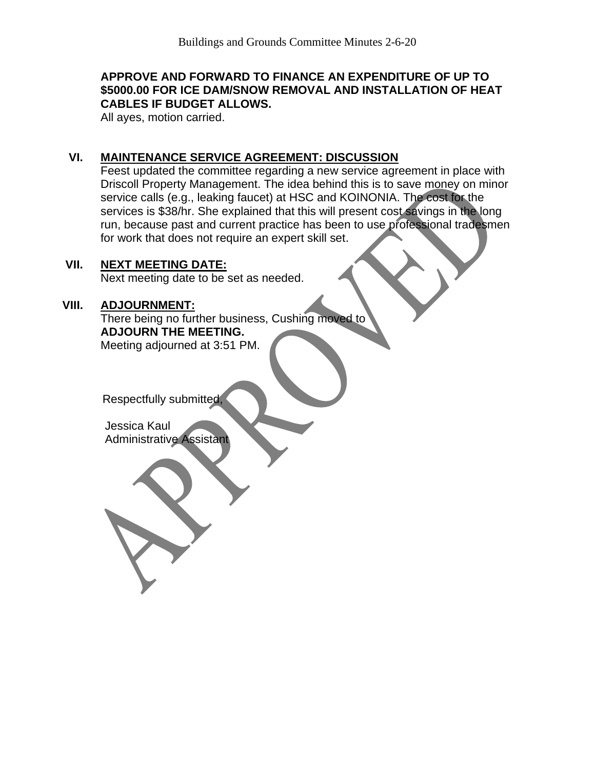**APPROVE AND FORWARD TO FINANCE AN EXPENDITURE OF UP TO $5000.00 FOR ICE DAM/SNOW REMOVAL AND INSTALLATION OF HEAT CABLES IF BUDGET ALLOWS.**
All ayes, motion carried.

## VI. MAINTENANCE SERVICE AGREEMENT: DISCUSSION

Feest updated the committee regarding a new service agreement in place with Driscoll Property Management. The idea behind this is to save money on minor service calls (e.g., leaking faucet) at HSC and KOINONIA. The cost for the services is $38/hr. She explained that this will present cost savings in the long run, because past and current practice has been to use professional tradesmen for work that does not require an expert skill set.

## VII. NEXT MEETING DATE:

Next meeting date to be set as needed.

## VIII. ADJOURNMENT:

There being no further business, Cushing moved to
**ADJOURN THE MEETING.**
Meeting adjourned at 3:51 PM.

Respectfully submitted,

Jessica Kaul
Administrative Assistant

APPROVED